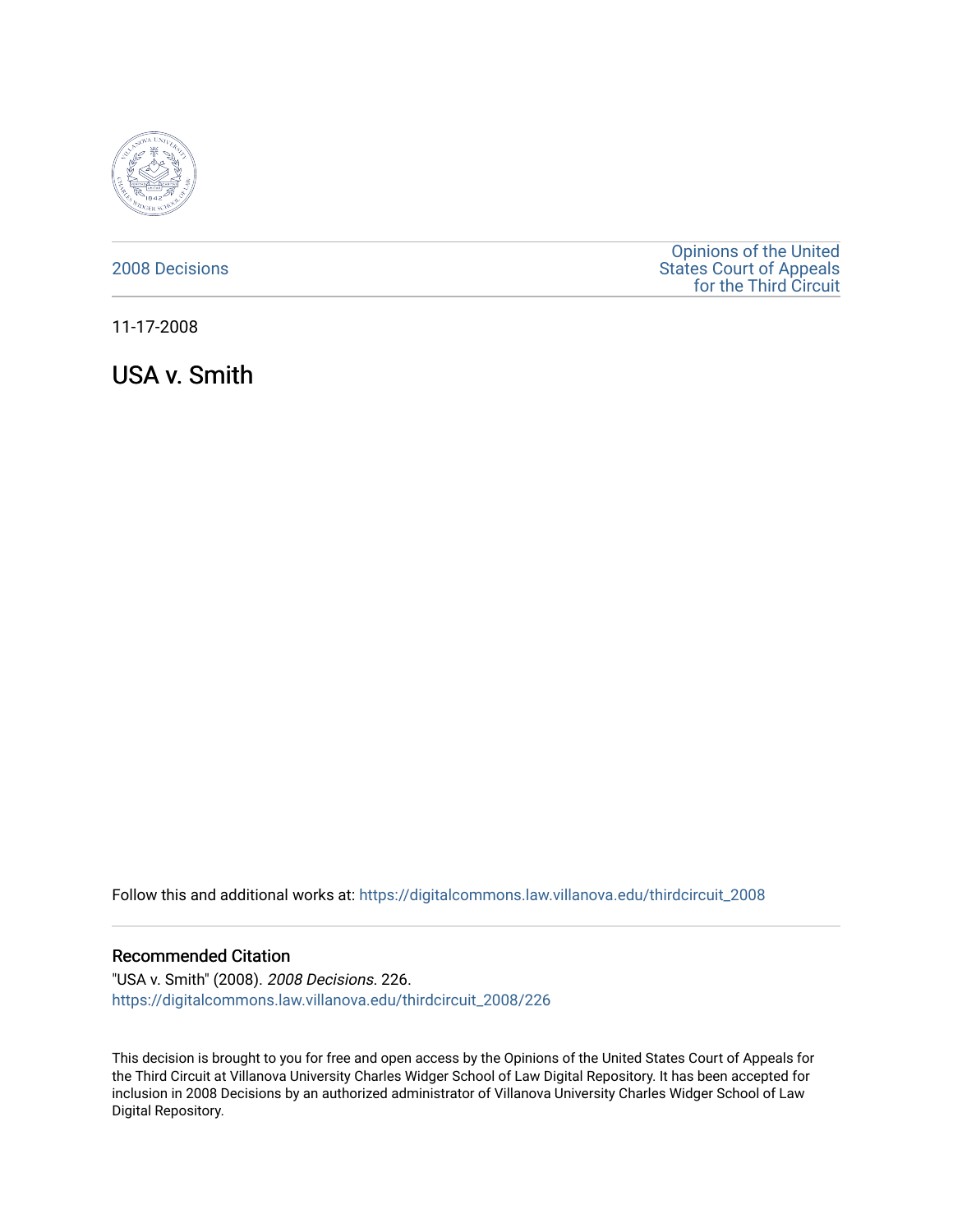2008 Decisions

Opinions of the United States Court of Appeals for the Third Circuit

11-17-2008

# USA v. Smith

Follow this and additional works at: https://digitalcommons.law.villanova.edu/thirdcircuit_2008

## Recommended Citation

"USA v. Smith" (2008). *2008 Decisions*. 226.
https://digitalcommons.law.villanova.edu/thirdcircuit_2008/226

This decision is brought to you for free and open access by the Opinions of the United States Court of Appeals for the Third Circuit at Villanova University Charles Widger School of Law Digital Repository. It has been accepted for inclusion in 2008 Decisions by an authorized administrator of Villanova University Charles Widger School of Law Digital Repository.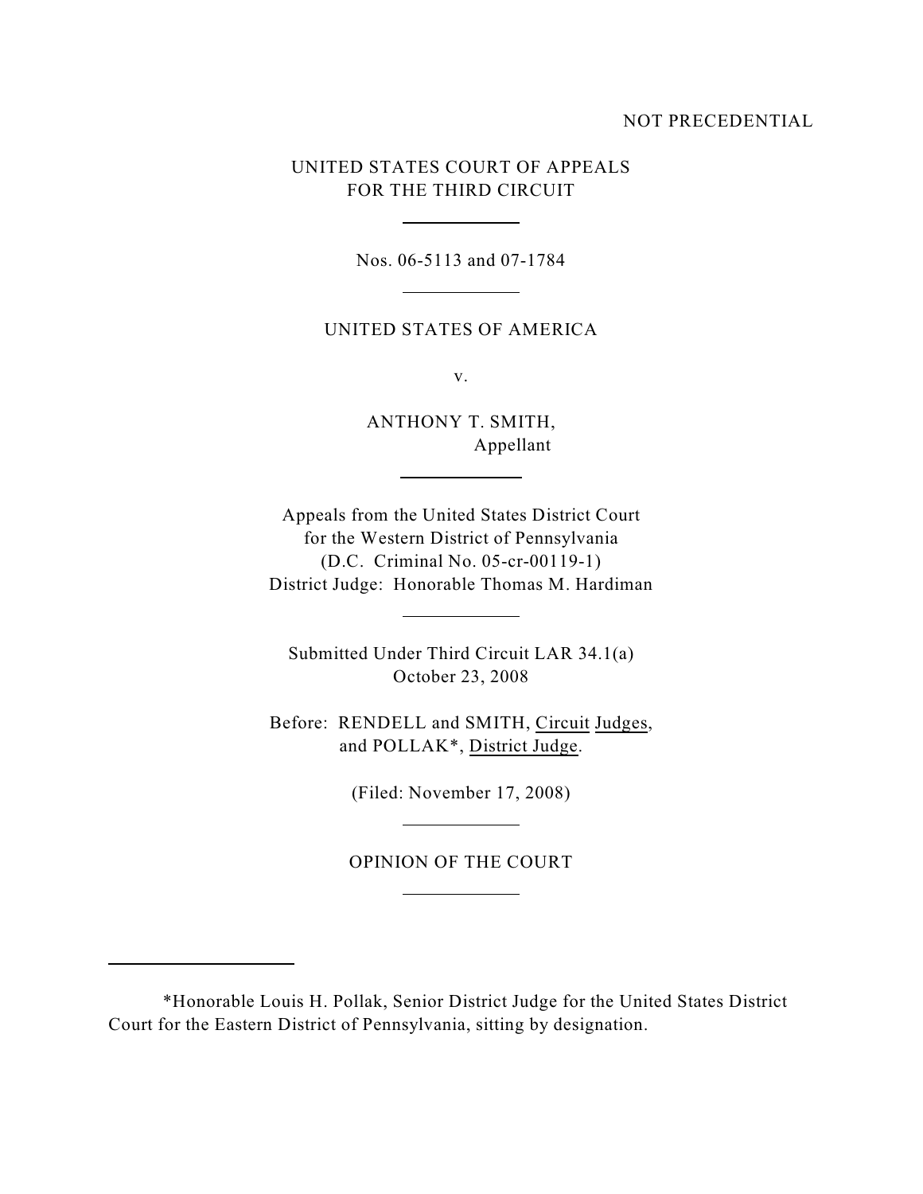NOT PRECEDENTIAL

UNITED STATES COURT OF APPEALS
FOR THE THIRD CIRCUIT

---

Nos. 06-5113 and 07-1784

---

UNITED STATES OF AMERICA

v.

ANTHONY T. SMITH,
Appellant

---

Appeals from the United States District Court
for the Western District of Pennsylvania
(D.C. Criminal No. 05-cr-00119-1)
District Judge: Honorable Thomas M. Hardiman

---

Submitted Under Third Circuit LAR 34.1(a)
October 23, 2008

Before: RENDELL and SMITH, Circuit Judges,
and POLLAK*, District Judge.

(Filed: November 17, 2008)

---

OPINION OF THE COURT

---

*Honorable Louis H. Pollak, Senior District Judge for the United States District Court for the Eastern District of Pennsylvania, sitting by designation.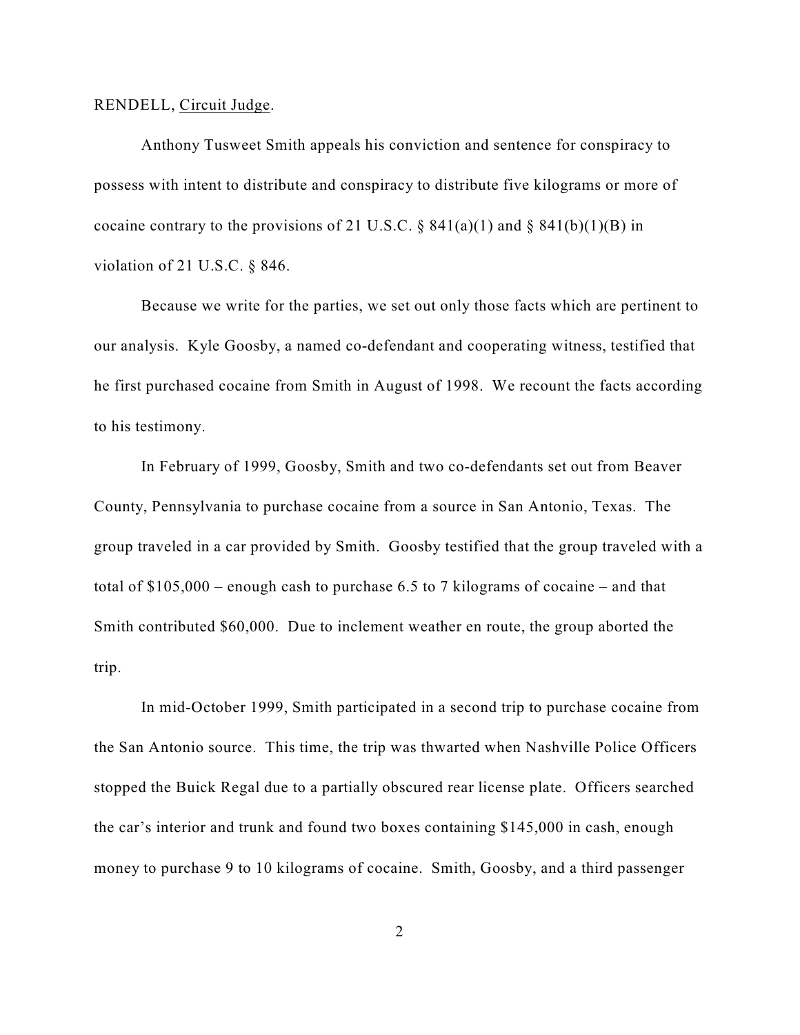RENDELL, Circuit Judge.

Anthony Tusweet Smith appeals his conviction and sentence for conspiracy to possess with intent to distribute and conspiracy to distribute five kilograms or more of cocaine contrary to the provisions of 21 U.S.C. § 841(a)(1) and § 841(b)(1)(B) in violation of 21 U.S.C. § 846.

Because we write for the parties, we set out only those facts which are pertinent to our analysis. Kyle Goosby, a named co-defendant and cooperating witness, testified that he first purchased cocaine from Smith in August of 1998. We recount the facts according to his testimony.

In February of 1999, Goosby, Smith and two co-defendants set out from Beaver County, Pennsylvania to purchase cocaine from a source in San Antonio, Texas. The group traveled in a car provided by Smith. Goosby testified that the group traveled with a total of $105,000 – enough cash to purchase 6.5 to 7 kilograms of cocaine – and that Smith contributed $60,000. Due to inclement weather en route, the group aborted the trip.

In mid-October 1999, Smith participated in a second trip to purchase cocaine from the San Antonio source. This time, the trip was thwarted when Nashville Police Officers stopped the Buick Regal due to a partially obscured rear license plate. Officers searched the car's interior and trunk and found two boxes containing $145,000 in cash, enough money to purchase 9 to 10 kilograms of cocaine. Smith, Goosby, and a third passenger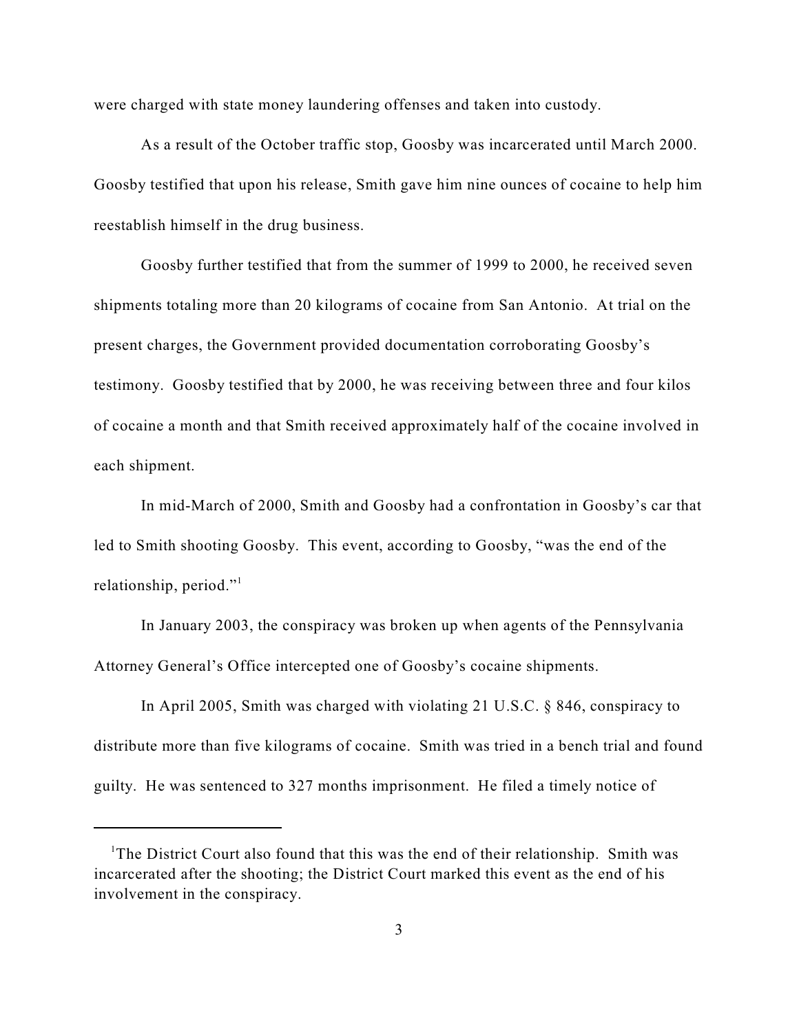were charged with state money laundering offenses and taken into custody.

As a result of the October traffic stop, Goosby was incarcerated until March 2000. Goosby testified that upon his release, Smith gave him nine ounces of cocaine to help him reestablish himself in the drug business.

Goosby further testified that from the summer of 1999 to 2000, he received seven shipments totaling more than 20 kilograms of cocaine from San Antonio. At trial on the present charges, the Government provided documentation corroborating Goosby's testimony. Goosby testified that by 2000, he was receiving between three and four kilos of cocaine a month and that Smith received approximately half of the cocaine involved in each shipment.

In mid-March of 2000, Smith and Goosby had a confrontation in Goosby's car that led to Smith shooting Goosby. This event, according to Goosby, "was the end of the relationship, period."[1]

In January 2003, the conspiracy was broken up when agents of the Pennsylvania Attorney General's Office intercepted one of Goosby's cocaine shipments.

In April 2005, Smith was charged with violating 21 U.S.C. § 846, conspiracy to distribute more than five kilograms of cocaine. Smith was tried in a bench trial and found guilty. He was sentenced to 327 months imprisonment. He filed a timely notice of

---

[1]The District Court also found that this was the end of their relationship. Smith was incarcerated after the shooting; the District Court marked this event as the end of his involvement in the conspiracy.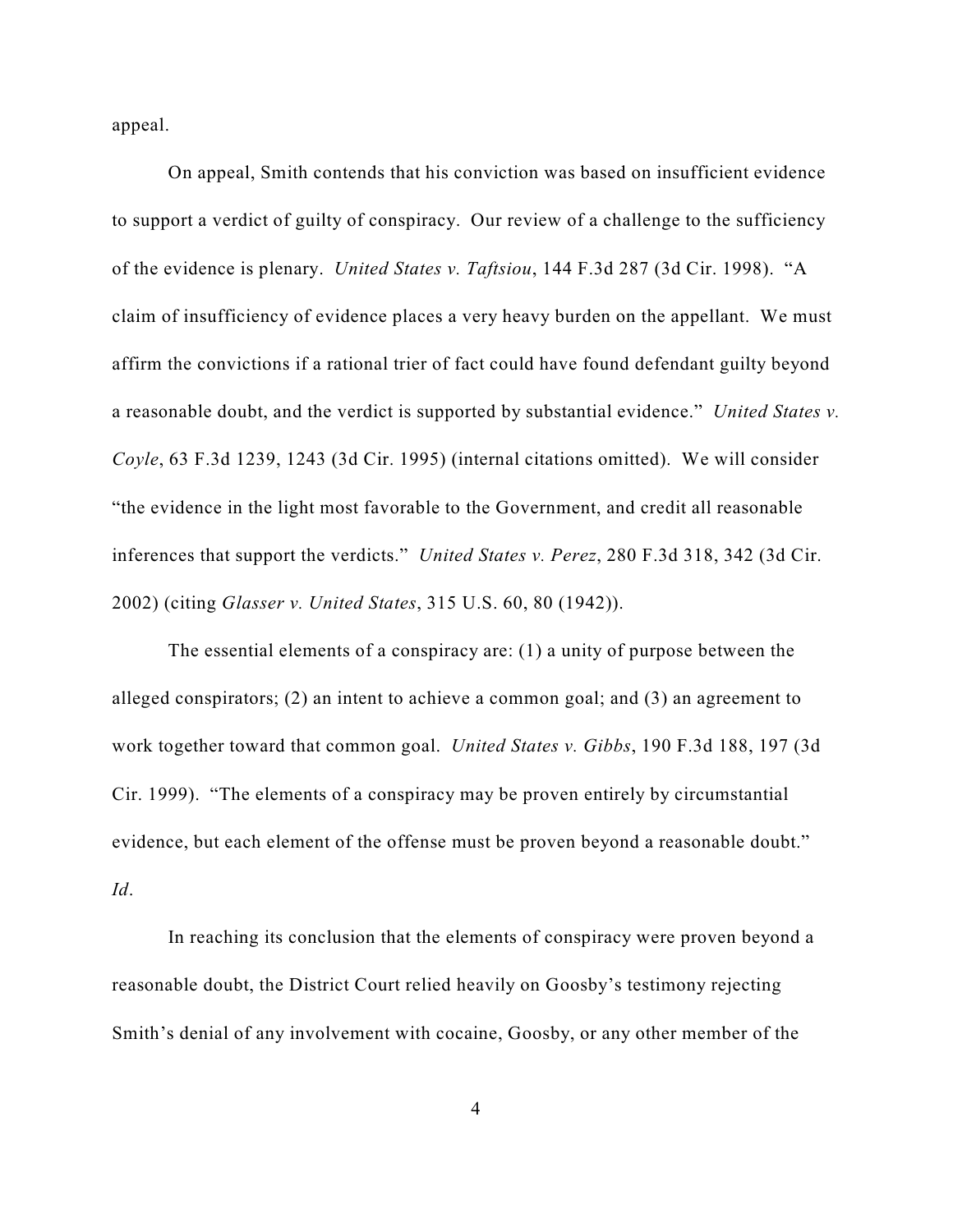appeal.

On appeal, Smith contends that his conviction was based on insufficient evidence to support a verdict of guilty of conspiracy. Our review of a challenge to the sufficiency of the evidence is plenary. *United States v. Taftsiou*, 144 F.3d 287 (3d Cir. 1998). "A claim of insufficiency of evidence places a very heavy burden on the appellant. We must affirm the convictions if a rational trier of fact could have found defendant guilty beyond a reasonable doubt, and the verdict is supported by substantial evidence." *United States v. Coyle*, 63 F.3d 1239, 1243 (3d Cir. 1995) (internal citations omitted). We will consider "the evidence in the light most favorable to the Government, and credit all reasonable inferences that support the verdicts." *United States v. Perez*, 280 F.3d 318, 342 (3d Cir. 2002) (citing *Glasser v. United States*, 315 U.S. 60, 80 (1942)).

The essential elements of a conspiracy are: (1) a unity of purpose between the alleged conspirators; (2) an intent to achieve a common goal; and (3) an agreement to work together toward that common goal. *United States v. Gibbs*, 190 F.3d 188, 197 (3d Cir. 1999). "The elements of a conspiracy may be proven entirely by circumstantial evidence, but each element of the offense must be proven beyond a reasonable doubt." *Id*.

In reaching its conclusion that the elements of conspiracy were proven beyond a reasonable doubt, the District Court relied heavily on Goosby's testimony rejecting Smith's denial of any involvement with cocaine, Goosby, or any other member of the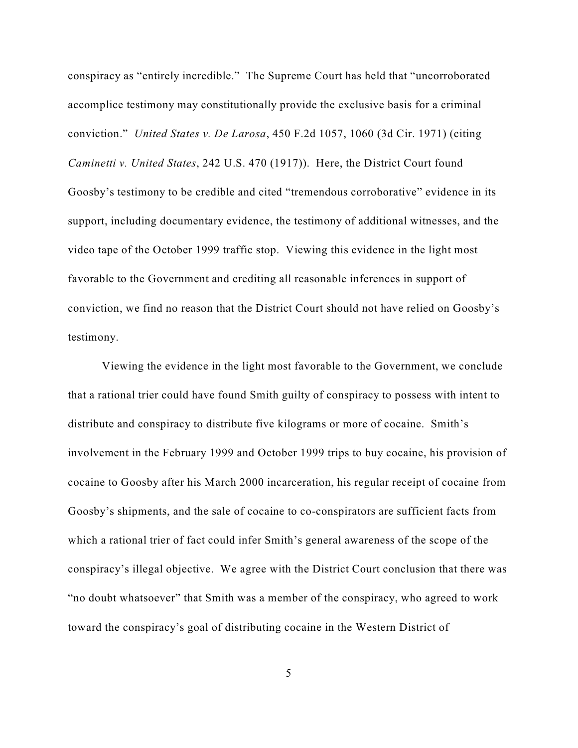conspiracy as "entirely incredible." The Supreme Court has held that "uncorroborated accomplice testimony may constitutionally provide the exclusive basis for a criminal conviction." *United States v. De Larosa*, 450 F.2d 1057, 1060 (3d Cir. 1971) (citing *Caminetti v. United States*, 242 U.S. 470 (1917)). Here, the District Court found Goosby's testimony to be credible and cited "tremendous corroborative" evidence in its support, including documentary evidence, the testimony of additional witnesses, and the video tape of the October 1999 traffic stop. Viewing this evidence in the light most favorable to the Government and crediting all reasonable inferences in support of conviction, we find no reason that the District Court should not have relied on Goosby's testimony.

Viewing the evidence in the light most favorable to the Government, we conclude that a rational trier could have found Smith guilty of conspiracy to possess with intent to distribute and conspiracy to distribute five kilograms or more of cocaine. Smith's involvement in the February 1999 and October 1999 trips to buy cocaine, his provision of cocaine to Goosby after his March 2000 incarceration, his regular receipt of cocaine from Goosby's shipments, and the sale of cocaine to co-conspirators are sufficient facts from which a rational trier of fact could infer Smith's general awareness of the scope of the conspiracy's illegal objective. We agree with the District Court conclusion that there was "no doubt whatsoever" that Smith was a member of the conspiracy, who agreed to work toward the conspiracy's goal of distributing cocaine in the Western District of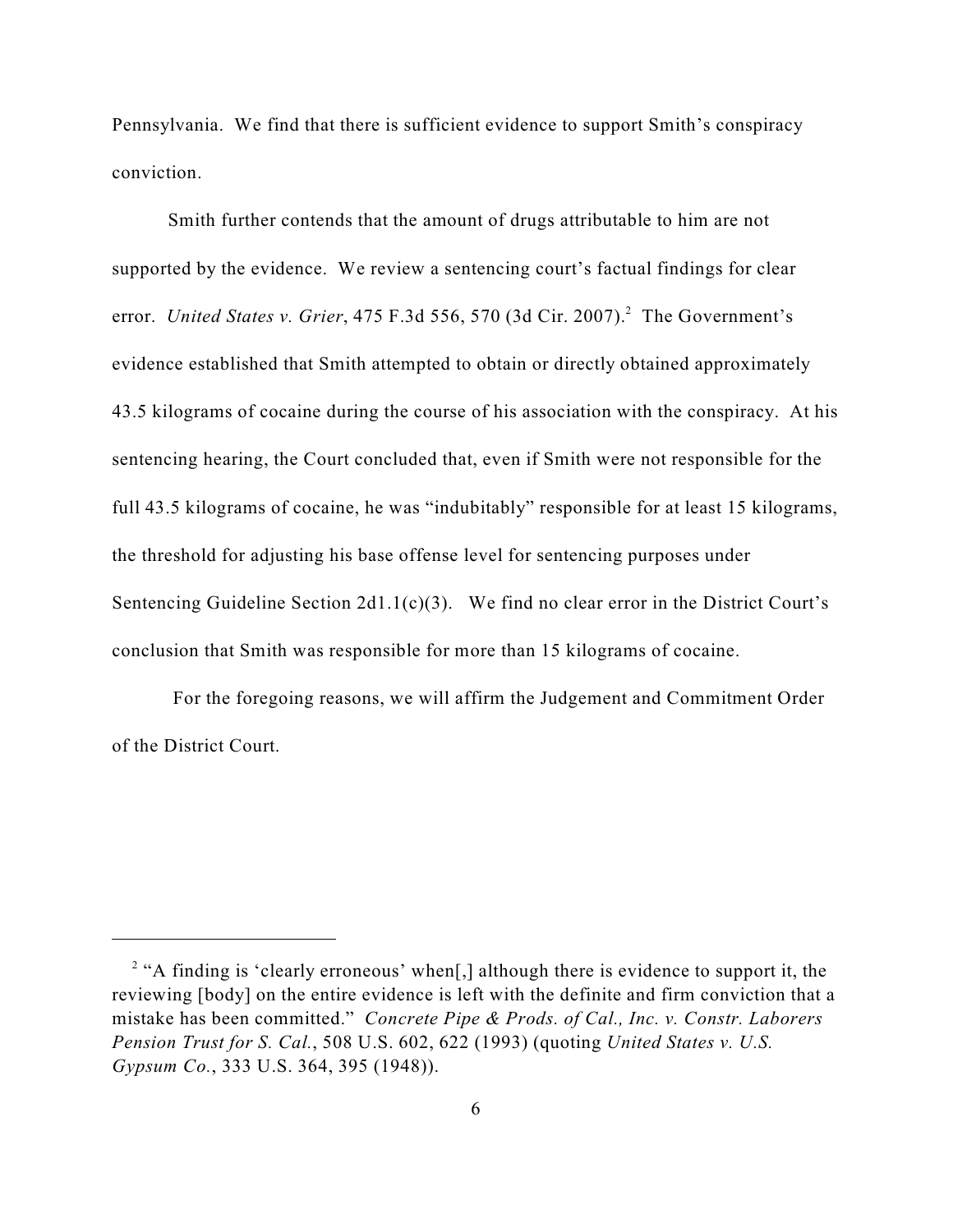Pennsylvania. We find that there is sufficient evidence to support Smith's conspiracy conviction.

Smith further contends that the amount of drugs attributable to him are not supported by the evidence. We review a sentencing court's factual findings for clear error. *United States v. Grier*, 475 F.3d 556, 570 (3d Cir. 2007).[2] The Government's evidence established that Smith attempted to obtain or directly obtained approximately 43.5 kilograms of cocaine during the course of his association with the conspiracy. At his sentencing hearing, the Court concluded that, even if Smith were not responsible for the full 43.5 kilograms of cocaine, he was "indubitably" responsible for at least 15 kilograms, the threshold for adjusting his base offense level for sentencing purposes under Sentencing Guideline Section 2d1.1(c)(3). We find no clear error in the District Court's conclusion that Smith was responsible for more than 15 kilograms of cocaine.

For the foregoing reasons, we will affirm the Judgement and Commitment Order of the District Court.

---

[2] "A finding is 'clearly erroneous' when[,] although there is evidence to support it, the reviewing [body] on the entire evidence is left with the definite and firm conviction that a mistake has been committed." *Concrete Pipe & Prods. of Cal., Inc. v. Constr. Laborers Pension Trust for S. Cal.*, 508 U.S. 602, 622 (1993) (quoting *United States v. U.S. Gypsum Co.*, 333 U.S. 364, 395 (1948)).